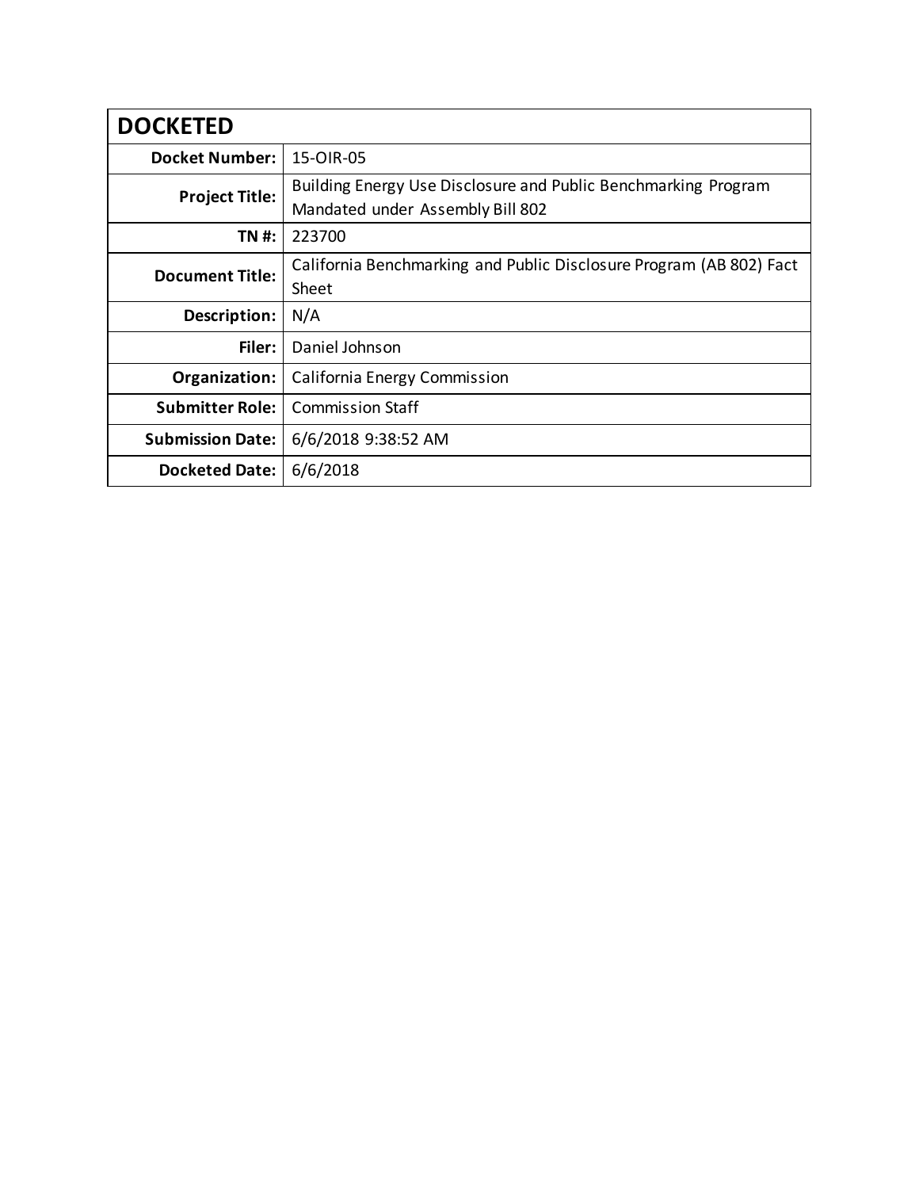| DOCKETED | |
|---|---|
| **Docket Number:** | 15-OIR-05 |
| **Project Title:** | Building Energy Use Disclosure and Public Benchmarking Program Mandated under Assembly Bill 802 |
| **TN #:** | 223700 |
| **Document Title:** | California Benchmarking and Public Disclosure Program (AB 802) Fact Sheet |
| **Description:** | N/A |
| **Filer:** | Daniel Johnson |
| **Organization:** | California Energy Commission |
| **Submitter Role:** | Commission Staff |
| **Submission Date:** | 6/6/2018 9:38:52 AM |
| **Docketed Date:** | 6/6/2018 |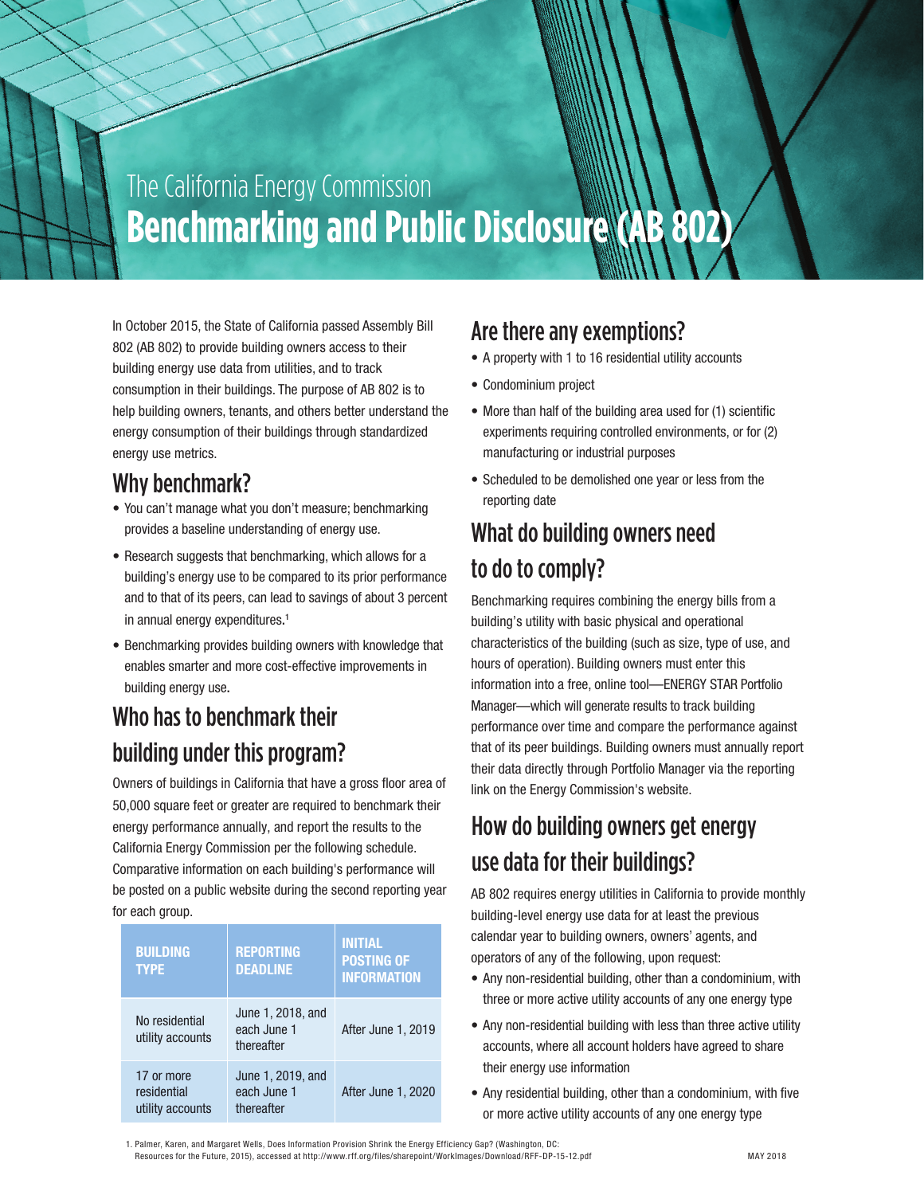The California Energy Commission

# Benchmarking and Public Disclosure (AB 802)

In October 2015, the State of California passed Assembly Bill 802 (AB 802) to provide building owners access to their building energy use data from utilities, and to track consumption in their buildings. The purpose of AB 802 is to help building owners, tenants, and others better understand the energy consumption of their buildings through standardized energy use metrics.

## Why benchmark?

- You can't manage what you don't measure; benchmarking provides a baseline understanding of energy use.
- Research suggests that benchmarking, which allows for a building's energy use to be compared to its prior performance and to that of its peers, can lead to savings of about 3 percent in annual energy expenditures.[1]
- Benchmarking provides building owners with knowledge that enables smarter and more cost-effective improvements in building energy use.

## Who has to benchmark their building under this program?

Owners of buildings in California that have a gross floor area of 50,000 square feet or greater are required to benchmark their energy performance annually, and report the results to the California Energy Commission per the following schedule. Comparative information on each building's performance will be posted on a public website during the second reporting year for each group.

| BUILDING TYPE | REPORTING DEADLINE | INITIAL POSTING OF INFORMATION |
|---|---|---|
| No residential utility accounts | June 1, 2018, and each June 1 thereafter | After June 1, 2019 |
| 17 or more residential utility accounts | June 1, 2019, and each June 1 thereafter | After June 1, 2020 |

## Are there any exemptions?

- A property with 1 to 16 residential utility accounts
- Condominium project
- More than half of the building area used for (1) scientific experiments requiring controlled environments, or for (2) manufacturing or industrial purposes
- Scheduled to be demolished one year or less from the reporting date

## What do building owners need to do to comply?

Benchmarking requires combining the energy bills from a building's utility with basic physical and operational characteristics of the building (such as size, type of use, and hours of operation). Building owners must enter this information into a free, online tool—ENERGY STAR Portfolio Manager—which will generate results to track building performance over time and compare the performance against that of its peer buildings. Building owners must annually report their data directly through Portfolio Manager via the reporting link on the Energy Commission's website.

## How do building owners get energy use data for their buildings?

AB 802 requires energy utilities in California to provide monthly building-level energy use data for at least the previous calendar year to building owners, owners' agents, and operators of any of the following, upon request:

- Any non-residential building, other than a condominium, with three or more active utility accounts of any one energy type
- Any non-residential building with less than three active utility accounts, where all account holders have agreed to share their energy use information
- Any residential building, other than a condominium, with five or more active utility accounts of any one energy type

1. Palmer, Karen, and Margaret Wells, Does Information Provision Shrink the Energy Efficiency Gap? (Washington, DC: Resources for the Future, 2015), accessed at http://www.rff.org/files/sharepoint/WorkImages/Download/RFF-DP-15-12.pdf

MAY 2018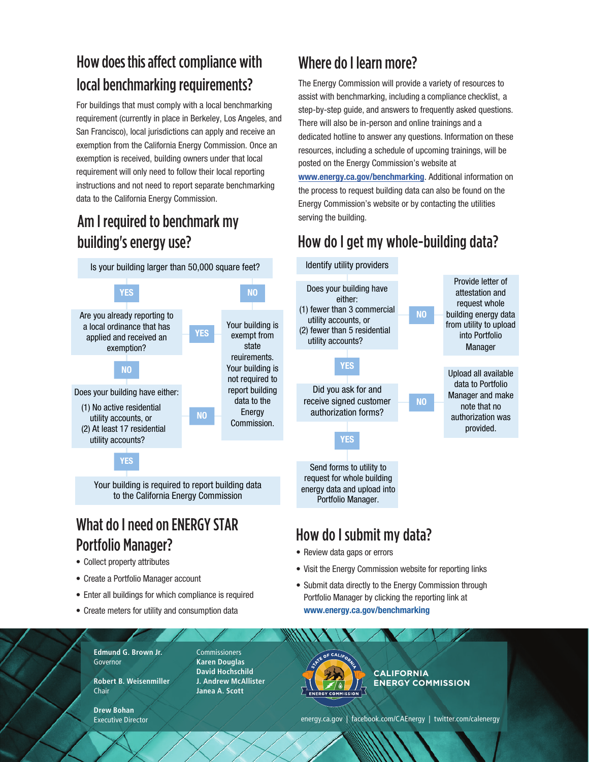## How does this affect compliance with local benchmarking requirements?

For buildings that must comply with a local benchmarking requirement (currently in place in Berkeley, Los Angeles, and San Francisco), local jurisdictions can apply and receive an exemption from the California Energy Commission. Once an exemption is received, building owners under that local requirement will only need to follow their local reporting instructions and not need to report separate benchmarking data to the California Energy Commission.

## Am I required to benchmark my building's energy use?

Is your building larger than 50,000 square feet?

YES

Are you already reporting to a local ordinance that has applied and received an exemption?

YES

NO

Your building is exempt from state reuirements. Your building is not required to report building data to the Energy Commission.

NO

Does your building have either:

(1) No active residential utility accounts, or
(2) At least 17 residential utility accounts?

NO

YES

Your building is required to report building data to the California Energy Commission

## What do I need on ENERGY STAR Portfolio Manager?

- Collect property attributes
- Create a Portfolio Manager account
- Enter all buildings for which compliance is required
- Create meters for utility and consumption data

## Where do I learn more?

The Energy Commission will provide a variety of resources to assist with benchmarking, including a compliance checklist, a step-by-step guide, and answers to frequently asked questions. There will also be in-person and online trainings and a dedicated hotline to answer any questions. Information on these resources, including a schedule of upcoming trainings, will be posted on the Energy Commission's website at **www.energy.ca.gov/benchmarking**. Additional information on the process to request building data can also be found on the Energy Commission's website or by contacting the utilities serving the building.

## How do I get my whole-building data?

Identify utility providers

Does your building have either:
(1) fewer than 3 commercial utility accounts, or
(2) fewer than 5 residential utility accounts?

NO

Provide letter of attestation and request whole building energy data from utility to upload into Portfolio Manager

YES

Did you ask for and receive signed customer authorization forms?

NO

Upload all available data to Portfolio Manager and make note that no authorization was provided.

YES

Send forms to utility to request for whole building energy data and upload into Portfolio Manager.

## How do I submit my data?

- Review data gaps or errors
- Visit the Energy Commission website for reporting links
- Submit data directly to the Energy Commission through Portfolio Manager by clicking the reporting link at **www.energy.ca.gov/benchmarking**

**Edmund G. Brown Jr.**
Governor

**Robert B. Weisenmiller**
Chair

**Drew Bohan**
Executive Director

Commissioners
**Karen Douglas**
**David Hochschild**
**J. Andrew McAllister**
**Janea A. Scott**

CALIFORNIA ENERGY COMMISSION

energy.ca.gov | facebook.com/CAEnergy | twitter.com/calenergy